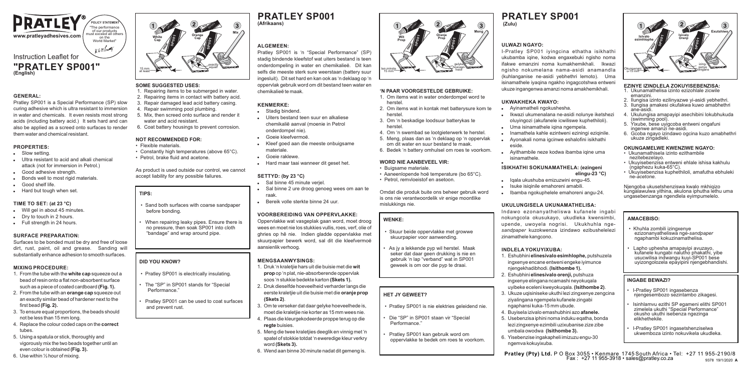# PRATLEY®

www.pratleyadhesives.com

POLICY STATEMENT
"The performance of our products must exceed all others on the World Market"

# Instruction Leaflet for "PRATLEY SP001" (English)

1 White Cap — 2 Orange Cap — 3 Mix

15 mm at least — exactly equal

## GENERAL:

Pratley SP001 is a Special Performance (SP) slow curing adhesive which is ultra resistant to immersion in water and chemicals. It even resists most strong acids (including battery acid.) It sets hard and can also be applied as a screed onto surfaces to render them water and chemical resistant.

## PROPERTIES:

- Slow setting.
- Ultra resistant to acid and alkali chemical attack (not for immersion in Petrol.)
- Good adhesive strength.
- Bonds well to most rigid materials.
- Good shelf life.
- Hard but tough when set.

## TIME TO SET: (at 23 °C)

- Will gel in about 45 minutes.
- Dry to touch in 2 hours.
- Full strength in 24 hours.

## SURFACE PREPARATION:

Surfaces to be bonded must be dry and free of loose dirt, rust, paint, oil and grease. Sanding will substantially enhance adhesion to smooth surfaces.

## MIXING PROCEDURE:

1. From the tube with the **white cap** squeeze out a bead of resin onto a flat non-absorbent surface such as a piece of coated cardboard **(Fig. 1).**
2. From the tube with an **orange cap** squeeze out an exactly similar bead of hardener next to the first bead **(Fig. 2).**
3. To ensure equal proportions, the beads should not be less than 15 mm long.
4. Replace the colour coded caps on the **correct** tubes.
5. Using a spatula or stick, thoroughly and vigorously mix the two beads together until an even colour is obtained **(Fig. 3).**
6. Use within ½ hour of mixing.

## SOME SUGGESTED USES:

1. Repairing items to be submerged in water.
2. Repairing items in contact with battery acid.
3. Repair damaged lead acid battery casing.
4. Repair swimming pool plumbing.
5. Mix, then screed onto surface and render it water and acid resistant.
6. Coat battery housings to prevent corrosion.

## NOT RECOMMENDED FOR:

- Flexible materials.
- Constantly high temperatures (above 65°C).
- Petrol, brake fluid and acetone.

As product is used outside our control, we cannot accept liability for any possible failures.

## TIPS:

- Sand both surfaces with coarse sandpaper before bonding.
- When repairing leaky pipes. Ensure there is no pressure, then soak SP001 into cloth "bandage" and wrap around pipe.

## DID YOU KNOW?

- Pratley SP001 is electrically insulating.
- The "SP" in SP001 stands for "Special Performance."
- Pratley SP001 can be used to coat surfaces and prevent rust.

# PRATLEY SP001 (Afrikaans)

1 Wit Prop — 2 Oranje Prop — 3 Meng

ten minste 15 mm — gelyke hoeveelheid

## ALGEMEEN:

Pratley SP001 is 'n "Special Performance" (SP) stadig bindende kleefstof wat uiters bestand is teen onderdompeling in water en chemikalieë. Dit kan selfs die meeste sterk sure weerstaan (battery suur ingesluit). Dit set hard en kan ook as 'n deklaag op 'n oppervlak gebruik word om dit bestand teen water en chemikalieë te maak.

## KENMERKE:

- Stadig bindend.
- Uiters bestand teen suur en alkaliese chemikalieë aanval (moenie in Petrol onderdompel nie).
- Goeie kleefvermoë.
- Kleef goed aan die meeste onbuigsame materiale.
- Goeie raklewe.
- Hard maar taai wanneer dit geset het.

## SETTYD: (by 23 °C)

- Sal binne 45 minute verjel.
- Sal binne 2 ure droog genoeg wees om aan te raak.
- Bereik volle sterkte binne 24 uur.

## VOORBEREIDING VAN OPPERVLAKKE:

Oppervlakke wat vasgeplak gaan word, moet droog wees en moet nie los stukkies vullis, roes, verf, olie of ghries op hê nie. Indien gladde oppervlakke met skuurpapier bewerk word, sal dit die kleefvermoë aansienlik verhoog.

## MENGSAANWYSINGS:

1. Druk 'n kraletjie hars uit die buisie met die **wit prop** op 'n plat, nie-absorberende oppervlak soos 'n stukkie bedekte karton **(Skets 1).**
2. Druk dieselfde hoeveelheid verharder langs die eerste kraletjie uit die buisie met die **oranje prop (Skets 2)**.
3. Om te verseker dat daar gelyke hoeveelhede is, moet die kraletjie nie korter as 15 mm wees nie.
4. Plaas die kleurgekodeerdeproppe terug op die **regte** buisies.
5. Meng die twee kraletjies deeglik en vinnig met 'n spatel of stokkie totdat 'n eweredige kleur verkry word **(Skets 3).**
6. Wend aan binne 30 minute nadat dit gemeng is.

## 'N PAAR VOORGESTELDE GEBRUIKE:

1. Om items wat in water onderdompel word te herstel.
2. Om items wat in kontak met batterysure kom te herstel.
3. Om 'n beskadigde loodsuur batterykas te herstel.
4. Om 'n swembad se loodgieterwerk te herstel.
5. Meng, plaas dan as 'n deklaag op 'n oppervlak om dit water en suur bestand te maak.
6. Bedek 'n battery omhulsel om roes te voorkom.

## WORD NIE AANBEVEEL VIR:

- Buigsame materiale.
- Aaneenlopende hoë temperature (bo 65°C).
- Petrol, remvloeistof en asetoon.

Omdat die produk buite ons beheer gebruik word is ons nie verantwoordelik vir enige moontlike mislukkings nie.

## WENKE:

- Skuur beide oppervlakke met growwe skuurpapier voor aanwending.
- As jy a lekkende pyp wil herstel. Maak seker dat daar geen drukking is nie en gebruik 'n lap "verband" wat in SP001 geweek is om oor die pyp te draai.

## HET JY GEWEET?

- Pratley SP001 is nie elektries geleidend nie.
- Die "SP" in SP001 staan vir "Special Performance".
- Pratley SP001 kan gebruik word om oppervlakke te bedek om roes te voorkom.

# PRATLEY SP001 (Zulu)

1 Isivalo esimhlophe — 2 Isivalo Orenji — 3 Exutshiwe

Okungenani u-15 mm — Izingxenye ezingana

## ULWAZI NGAYO:

I-Pratley SP001 iyingcina ethatha isikhathi ukubamba iqine, kodwa engaxebuki ngisho noma ifakwe emanzini noma kumakhemikhali. Ikwazi ngisho nokumelana nama-asidi anamandla (kuhlanganise ne-asidi yebhethri lemoto). Uma isinamathele iyaqina ngakho ingagcotshwa entweni ukuze ingangenwa amanzi noma amakhemikhali.

## UKWAKHEKA KWAYO:

- Ayinamatheli ngokushesha.
- Ikwazi ukumenalana ne-asidi nolunye iketshezi oluyingozi (akufanele icwiliswe kuphethiloli).
- Uma isinamathele iqina ngempela.
- Inamathela kahle ezintweni eziningi eziqinile.
- Ayonakali noma igcinwe eshalofini isikhathi eside.
- Ayithambile neze kodwa ibamba iqine uma isinamathele.

## ISIKHATHI SOKUNAMATHELA: (ezingeni elingu-23 °C)

- Iqala ukushuba emizuzwini engu-45.
- Isuke isiqinile emahoreni amabili.
- Ibamba ngokuphelele emahoreni angu-24.

## UKULUNGISELA UKUNAMATHELISA:

Indawo ezonanyatheliswa kufanele ingabi nokungcola okusukayo, ukudleka kwensimbi, upende, uwoyela nogrisi. Ukukhuhla nge-*sandpaper* kuzokwenza izindawo ezibushelelezi zinamathele kangcono.

## INDLELA YOKUYIXUBA:

1. Eshubhini **elinesivalo esimhlophe,** putshuzela ingxenye encane entweni engeke iyimunce njengekhadibhodi. **(Isithombe 1).**
2. Eshubhini **elinesivalo orenji,** putshuza ingxenye elingana ncamashi neyokuqala uyibeke eceleni kweyokuqala. **(Isithombe 2)**.
3. Ukuze uqiniseke ukuthi lezi zingxenye zengcina ziyalingana ngempela kufanele zingabi ngaphansi kuka-15 mm ubude.
4. Buyisela izivalo emashubhini azo **afanele.**
5. Usebenzisa iphini noma induku eqatha, bonda lezi zingxenye ezimbili uzixubanise zize zibe umbala owodwa **(Isithombe 3).**
6. Yisebenzise ingakapheli imizuzu engu-30 ngemva kokuyixuba.

## EZINYE IZINDLELA ZOKUYISEBENZISA:

1. Ukunamathelisa izinto ezizohlala zicwile emanzini.
2. Ilungisa izinto ezilinyazwe yi-asidi yebhethri.
3. Ilungisa amakesi okufakwa kuwo amabhethri ane-asidi.
4. Ukulungisa amapayipi asechibini lokubhukuda (swimming pool).
5. Yixube, bese uyigcoba entweni ongafuni ingenwe amanzi ne-asidi.
6. Gcoba ngayo izindawo ogcina kuzo amabhethri ukuze zingadleki.

## OKUNGAMELWE KWENZIWE NGAYO:

- Ukunamathisela izinto ezithambile nezitebezelayo.
- Ukuyisebenzisa entweni ehlale ishisa kakhulu (ngaphezu kuka-65°C).
- Ukuyisebenzisa kuphethiloli, amafutha ebhuleki ne-*acetone.*

Njengoba ukusetshenziswa kwalo mkhiqizo kungalawulwa yithina, akulona iphutha lethu uma ungasebenzanga ngendlela eyimpumelelo.

## AMACEBISO:

- Khuhla zombili izingxenye ezizonanyatheliswa nge-*sandpaper* ngaphambi kokuzinamathelisa.
- Lapho uphesha amapayipi avuzayo, kufanele kungabi naluthp phakathi, yibe usucwilisa indwangu kuyi-SP001 bese uyizongolozela epayipini njengebhandishi.

## INGABE BEWAZI?

- I-Pratley SP001 ingasebenza njengesembozo sezintambo zikagesi.
- Isinhlamvu ezithi SP egameni elithi SP001 zimelela ukuthi "Special Performance" okusho ukuthi isebenza ngezinga elikhethekile.
- I-Pratley SP001 ingasetshenziselwa ukwemboza izinto nokuvikela ukudleka.

**Pratley (Pty) Ltd.** P O Box 3055 • Kenmare 1745 South Africa • Tel: +27 11 955-2190/8 Fax : +27 11 955-3918 • sales@pratley.co.za

9378 19/1/2020 **A**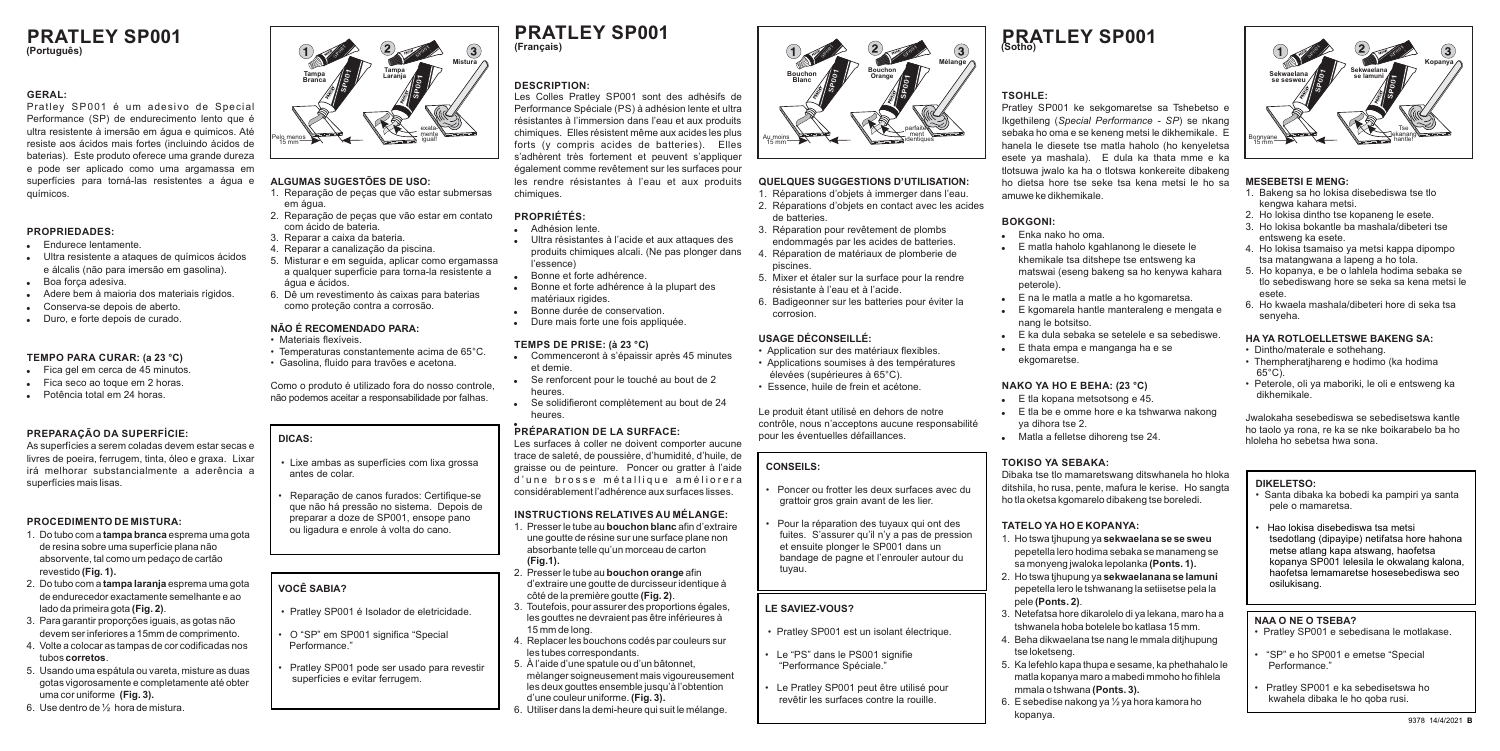# PRATLEY SP001
**(Português)**

Tampa Branca | Tampa Laranja | Mistura

Pelo menos 15 mm | exatamente igual

### GERAL:

Pratley SP001 é um adesivo de Special Performance (SP) de endurecimento lento que é ultra resistente à imersão em água e químicos. Até resiste aos ácidos mais fortes (incluindo ácidos de baterias). Este produto oferece uma grande dureza e pode ser aplicado como uma argamassa em superfícies para torná-las resistentes a água e químicos.

### PROPRIEDADES:

- Endurece lentamente.
- Ultra resistente a ataques de químicos ácidos e álcalis (não para imersão em gasolina).
- Boa força adesiva.
- Adere bem à maioria dos materiais rígidos.
- Conserva-se depois de aberto.
- Duro, e forte depois de curado.

### TEMPO PARA CURAR: (a 23 °C)

- Fica gel em cerca de 45 minutos.
- Fica seco ao toque em 2 horas.
- Potência total em 24 horas.

### PREPARAÇÃO DA SUPERFÍCIE:

As superfícies a serem coladas devem estar secas e livres de poeira, ferrugem, tinta, óleo e graxa. Lixar irá melhorar substancialmente a aderência a superfícies mais lisas.

### PROCEDIMENTO DE MISTURA:

1. Do tubo com a **tampa branca** esprema uma gota de resina sobre uma superfície plana não absorvente, tal como um pedaço de cartão revestido **(Fig. 1).**
2. Do tubo com a **tampa laranja** esprema uma gota de endurecedor exactamente semelhante e ao lado da primeira gota **(Fig. 2)**.
3. Para garantir proporções iguais, as gotas não devem ser inferiores a 15mm de comprimento.
4. Volte a colocar as tampas de cor codificadas nos tubos **corretos**.
5. Usando uma espátula ou vareta, misture as duas gotas vigorosamente e completamente até obter uma cor uniforme **(Fig. 3).**
6. Use dentro de ½ hora de mistura.

### ALGUMAS SUGESTÕES DE USO:

1. Reparação de peças que vão estar submersas em água.
2. Reparação de peças que vão estar em contato com ácido de bateria.
3. Reparar a caixa da bateria.
4. Reparar a canalização da piscina.
5. Misturar e em seguida, aplicar como ergamassa a qualquer superfície para torna-la resistente a água e ácidos.
6. Dê um revestimento às caixas para baterias como proteção contra a corrosão.

### NÃO É RECOMENDADO PARA:

- Materiais flexíveis.
- Temperaturas constantemente acima de 65°C.
- Gasolina, fluido para travões e acetona.

Como o produto é utilizado fora do nosso controle, não podemos aceitar a responsabilidade por falhas.

### DICAS:

- Lixe ambas as superfícies com lixa grossa antes de colar.
- Reparação de canos furados: Certifique-se que não há pressão no sistema. Depois de preparar a doze de SP001, ensope pano ou ligadura e enrole à volta do cano.

### VOCÊ SABIA?

- Pratley SP001 é Isolador de eletricidade.
- O "SP" em SP001 significa "Special Performance."
- Pratley SP001 pode ser usado para revestir superfícies e evitar ferrugem.

# PRATLEY SP001
**(Français)**

Bouchon Blanc | Bouchon Orange | Mélange

Au moins 15 mm | parfaitement identiques

### DESCRIPTION:

Les Colles Pratley SP001 sont des adhésifs de Performance Spéciale (PS) à adhésion lente et ultra résistantes à l'immersion dans l'eau et aux produits chimiques. Elles résistent même aux acides les plus forts (y compris acides de batteries). Elles s'adhèrent très fortement et peuvent s'appliquer également comme revêtement sur les surfaces pour les rendre résistantes à l'eau et aux produits chimiques.

### PROPRIÉTÉS:

- Adhésion lente.
- Ultra résistantes à l'acide et aux attaques des produits chimiques alcali. (Ne pas plonger dans l'essence)
- Bonne et forte adhérence.
- Bonne et forte adhérence à la plupart des matériaux rigides.
- Bonne durée de conservation.
- Dure mais forte une fois appliquée.

### TEMPS DE PRISE: (à 23 °C)

- Commenceront à s'épaissir après 45 minutes et demie.
- Se renforcent pour le touché au bout de 2 heures.
- Se solidifieront complètement au bout de 24 heures.

### PRÉPARATION DE LA SURFACE:

Les surfaces à coller ne doivent comporter aucune trace de saleté, de poussière, d'humidité, d'huile, de graisse ou de peinture. Poncer ou gratter à l'aide d'une brosse métallique améliorera considérablement l'adhérence aux surfaces lisses.

### INSTRUCTIONS RELATIVES AU MÉLANGE:

1. Presser le tube au **bouchon blanc** afin d'extraire une goutte de résine sur une surface plane non absorbante telle qu'un morceau de carton **(Fig.1).**
2. Presser le tube au **bouchon orange** afin d'extraire une goutte de durcisseur identique à côté de la première goutte **(Fig. 2)**.
3. Toutefois, pour assurer des proportions égales, les gouttes ne devraient pas être inférieures à 15 mm de long.
4. Replacer les bouchons codés par couleurs sur les tubes correspondants.
5. À l'aide d'une spatule ou d'un bâtonnet, mélanger soigneusement mais vigoureusement les deux gouttes ensemble jusqu'à l'obtention d'une couleur uniforme. **(Fig. 3).**
6. Utiliser dans la demi-heure qui suit le mélange.

### QUELQUES SUGGESTIONS D'UTILISATION:

1. Réparations d'objets à immerger dans l'eau.
2. Réparations d'objets en contact avec les acides de batteries.
3. Réparation pour revêtement de plombs endommagés par les acides de batteries.
4. Réparation de matériaux de plomberie de piscines.
5. Mixer et étaler sur la surface pour la rendre résistante à l'eau et à l'acide.
6. Badigeonner sur les batteries pour éviter la corrosion.

### USAGE DÉCONSEILLÉ:

- Application sur des matériaux flexibles.
- Applications soumises à des températures élevées (supérieures à 65°C).
- Essence, huile de frein et acétone.

Le produit étant utilisé en dehors de notre contrôle, nous n'acceptons aucune responsabilité pour les éventuelles défaillances.

### CONSEILS:

- Poncer ou frotter les deux surfaces avec du grattoir gros grain avant de les lier.
- Pour la réparation des tuyaux qui ont des fuites. S'assurer qu'il n'y a pas de pression et ensuite plonger le SP001 dans un bandage de pagne et l'enrouler autour du tuyau.

### LE SAVIEZ-VOUS?

- Pratley SP001 est un isolant électrique.
- Le "PS" dans le PS001 signifie "Performance Spéciale."
- Le Pratley SP001 peut être utilisé pour revêtir les surfaces contre la rouille.

# PRATLEY SP001
**(Sotho)**

Sekwaelana se sesweu | Sekwaelana se lamuni | Kopanya

Bonnyane 15 mm | Tse lekanang hantle

### TSOHLE:

Pratley SP001 ke sekgomaretse sa Tshebetso e Ikgethileng (*Special Performance - SP*) se nkang sebaka ho oma e se keneng metsi le dikhemikale. E hanela le diesete tse matla haholo (ho kenyeletsa esete ya mashala). E dula ka thata mme e ka tlotswa jwalo ka ha o tlotswa konkereite dibakeng ho dietsa hore tse seke tsa kena metsi le ho sa amuwe ke dikhemikale.

### BOKGONI:

- Enka nako ho oma.
- E matla haholo kgahlanong le diesete le khemikale tsa ditshepe tse entsweng ka matswai (eseng bakeng sa ho kenywa kahara peterole).
- E na le matla a matle a ho kgomaretsa.
- E kgomarela hantle manteraleng e mengata e nang le botsitso.
- E ka dula sebaka se setelele e sa sebediswe.
- E thata empa e manganga ha e se ekgomaretse.

### NAKO YA HO E BEHA: (23 °C)

- E tla kopana metsotsong e 45.
- E tla be e omme hore e ka tshwarwa nakong ya dihora tse 2.
- Matla a felletse dihoreng tse 24.

### TOKISO YA SEBAKA:

Dibaka tse tlo mamaretswang ditswhanela ho hloka ditshila, ho rusa, pente, mafura le kerise. Ho sangta ho tla oketsa kgomarelo dibakeng tse boreledi.

### TATELO YA HO E KOPANYA:

1. Ho tswa tjhupung ya **sekwaelana se se sweu** pepetella lero hodima sebaka se manameng se sa monyeng jwaloka lepolanka **(Ponts. 1).**
2. Ho tswa tjhupung ya **sekwaelanana se lamuni** pepetella lero le tshwanang la setiisetse pela la pele **(Ponts. 2)**.
3. Netefatsa hore dikarolelo di ya lekana, maro ha a tshwanela hoba botelele bo katlasa 15 mm.
4. Beha dikwaelana tse nang le mmala ditjhupung tse loketseng.
5. Ka lefehlo kapa thupa e sesame, ka phethahalo le matla kopanya maro a mabedi mmoho ho fihlela mmala o tshwana **(Ponts. 3).**
6. E sebedise nakong ya ½ ya hora kamora ho kopanya.

### MESEBETSI E MENG:

1. Bakeng sa ho lokisa disebediswa tse tlo kengwa kahara metsi.
2. Ho lokisa dintho tse kopaneng le esete.
3. Ho lokisa bokantle ba mashala/dibeteri tse entsweng ka esete.
4. Ho lokisa tsamaiso ya metsi kappa dipompo tsa matangwana a lapeng a ho tola.
5. Ho kopanya, e be o lahlela hodima sebaka se tlo sebediswang hore se seka sa kena metsi le esete.
6. Ho kwaela mashala/dibeteri hore di seka tsa senyeha.

### HA YA ROTLOELLETSWE BAKENG SA:

- Dintho/materale e sothehang.
- Themperatjhareng e hodimo (ka hodima 65°C).
- Peterole, oli ya maboriki, le oli e entsweng ka dikhemikale.

Jwalokaha sesebediswa se sebedisetswa kantle ho taolo ya rona, re ka se nke boikarabelo ba ho hloleha ho sebetsa hwa sona.

### DIKELETSO:

- Santa dibaka ka bobedi ka pampiri ya santa pele o mamaretsa.
- Hao lokisa disebediswa tsa metsi tsedotlang (dipayipe) netifatsa hore hahona metse atlang kapa atswang, haofetsa kopanya SP001 lelesila le okwalang kalona, haofetsa lemamaretse hosesebediswa seo osilukisang.

### NAA O NE O TSEBA?

- Pratley SP001 e sebedisana le motlakase.
- "SP" e ho SP001 e emetse "Special Performance."
- Pratley SP001 e ka sebedisetswa ho kwahela dibaka le ho qoba rusi.

9378 14/4/2021 **B**